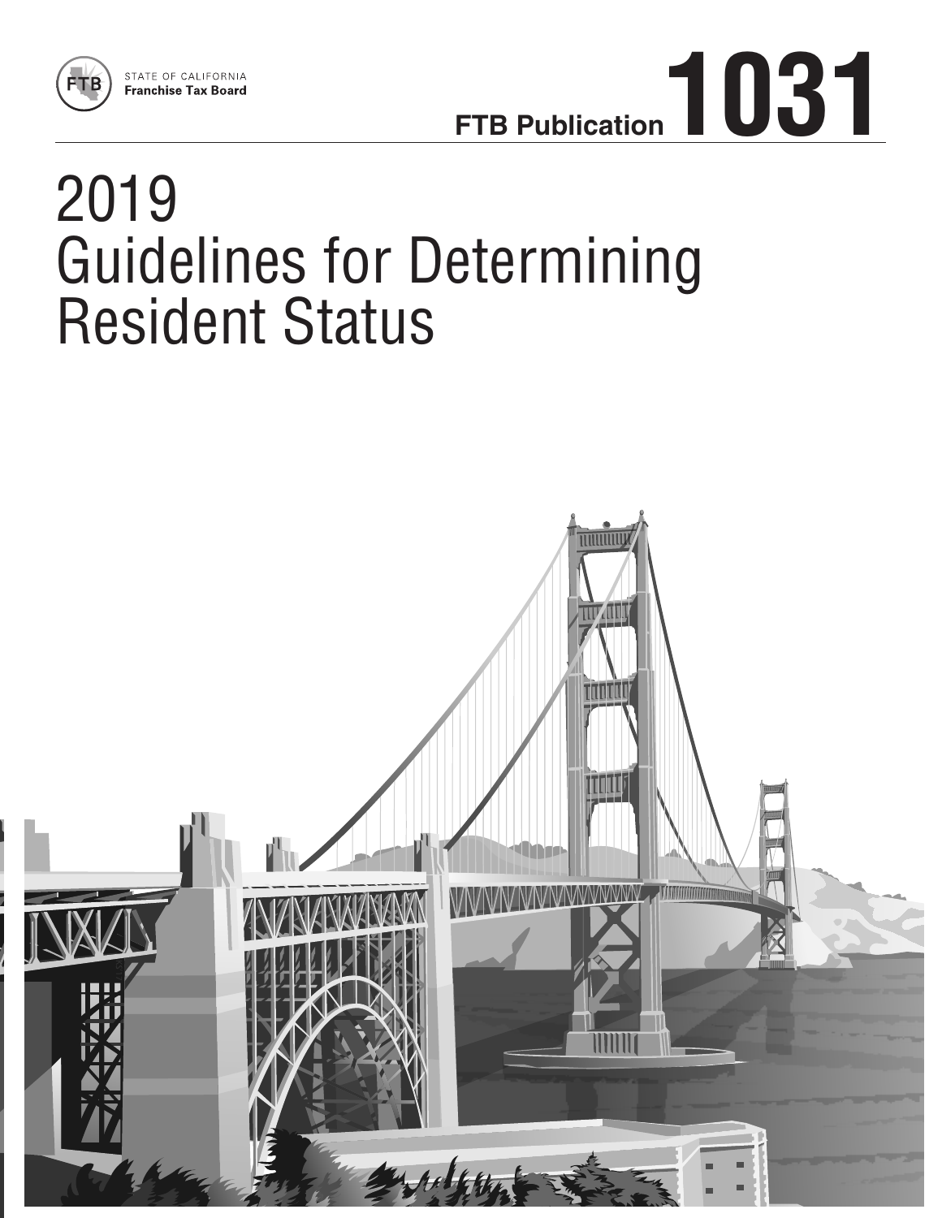STATE OF CALIFORNIA
**Franchise Tax Board**

**FTB Publication 1031**

# 2019 Guidelines for Determining Resident Status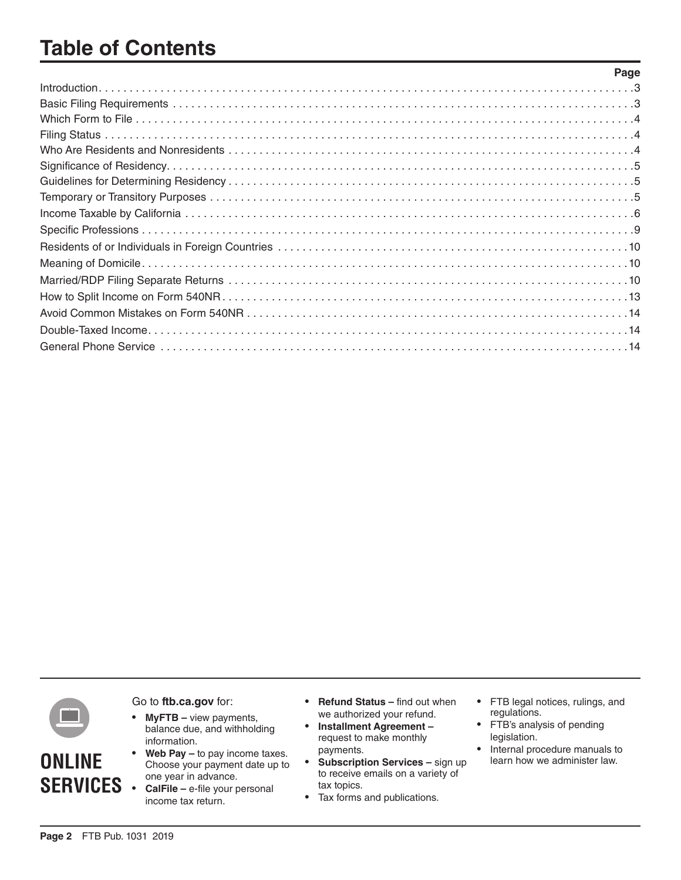# Table of Contents

| | Page |
|---|---|
| Introduction | 3 |
| Basic Filing Requirements | 3 |
| Which Form to File | 4 |
| Filing Status | 4 |
| Who Are Residents and Nonresidents | 4 |
| Significance of Residency | 5 |
| Guidelines for Determining Residency | 5 |
| Temporary or Transitory Purposes | 5 |
| Income Taxable by California | 6 |
| Specific Professions | 9 |
| Residents of or Individuals in Foreign Countries | 10 |
| Meaning of Domicile | 10 |
| Married/RDP Filing Separate Returns | 10 |
| How to Split Income on Form 540NR | 13 |
| Avoid Common Mistakes on Form 540NR | 14 |
| Double-Taxed Income | 14 |
| General Phone Service | 14 |

## ONLINE SERVICES

Go to **ftb.ca.gov** for:

- **MyFTB –** view payments, balance due, and withholding information.
- **Web Pay –** to pay income taxes. Choose your payment date up to one year in advance.
- **CalFile –** e-file your personal income tax return.
- **Refund Status –** find out when we authorized your refund.
- **Installment Agreement –** request to make monthly payments.
- **Subscription Services –** sign up to receive emails on a variety of tax topics.
- Tax forms and publications.
- FTB legal notices, rulings, and regulations.
- FTB's analysis of pending legislation.
- Internal procedure manuals to learn how we administer law.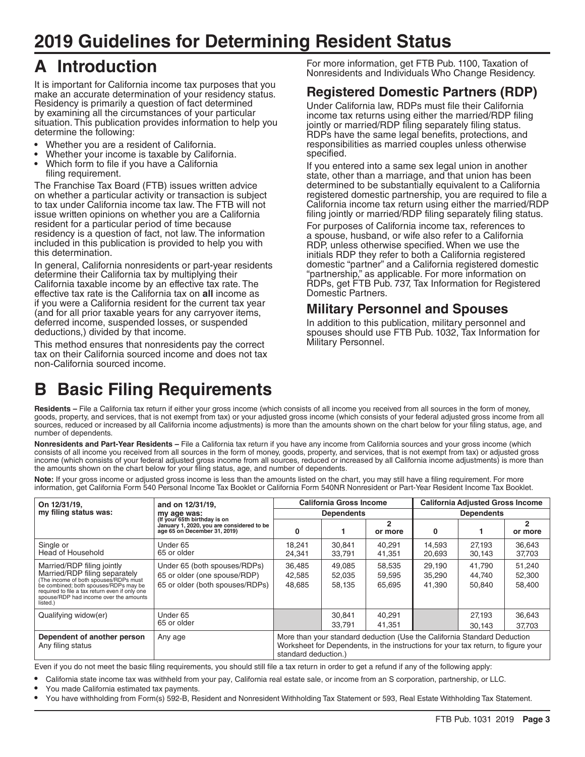# 2019 Guidelines for Determining Resident Status

## A Introduction

It is important for California income tax purposes that you make an accurate determination of your residency status. Residency is primarily a question of fact determined by examining all the circumstances of your particular situation. This publication provides information to help you determine the following:

- Whether you are a resident of California.
- Whether your income is taxable by California.
- Which form to file if you have a California filing requirement.

The Franchise Tax Board (FTB) issues written advice on whether a particular activity or transaction is subject to tax under California income tax law. The FTB will not issue written opinions on whether you are a California resident for a particular period of time because residency is a question of fact, not law. The information included in this publication is provided to help you with this determination.

In general, California nonresidents or part-year residents determine their California tax by multiplying their California taxable income by an effective tax rate. The effective tax rate is the California tax on **all** income as if you were a California resident for the current tax year (and for all prior taxable years for any carryover items, deferred income, suspended losses, or suspended deductions,) divided by that income.

This method ensures that nonresidents pay the correct tax on their California sourced income and does not tax non-California sourced income.

For more information, get FTB Pub. 1100, Taxation of Nonresidents and Individuals Who Change Residency.

### Registered Domestic Partners (RDP)

Under California law, RDPs must file their California income tax returns using either the married/RDP filing jointly or married/RDP filing separately filing status. RDPs have the same legal benefits, protections, and responsibilities as married couples unless otherwise specified.

If you entered into a same sex legal union in another state, other than a marriage, and that union has been determined to be substantially equivalent to a California registered domestic partnership, you are required to file a California income tax return using either the married/RDP filing jointly or married/RDP filing separately filing status.

For purposes of California income tax, references to a spouse, husband, or wife also refer to a California RDP, unless otherwise specified. When we use the initials RDP they refer to both a California registered domestic "partner" and a California registered domestic "partnership," as applicable. For more information on RDPs, get FTB Pub. 737, Tax Information for Registered Domestic Partners.

### Military Personnel and Spouses

In addition to this publication, military personnel and spouses should use FTB Pub. 1032, Tax Information for Military Personnel.

## B Basic Filing Requirements

**Residents –** File a California tax return if either your gross income (which consists of all income you received from all sources in the form of money, goods, property, and services, that is not exempt from tax) or your adjusted gross income (which consists of your federal adjusted gross income from all sources, reduced or increased by all California income adjustments) is more than the amounts shown on the chart below for your filing status, age, and number of dependents.

**Nonresidents and Part-Year Residents –** File a California tax return if you have any income from California sources and your gross income (which consists of all income you received from all sources in the form of money, goods, property, and services, that is not exempt from tax) or adjusted gross income (which consists of your federal adjusted gross income from all sources, reduced or increased by all California income adjustments) is more than the amounts shown on the chart below for your filing status, age, and number of dependents.

**Note:** If your gross income or adjusted gross income is less than the amounts listed on the chart, you may still have a filing requirement. For more information, get California Form 540 Personal Income Tax Booklet or California Form 540NR Nonresident or Part-Year Resident Income Tax Booklet.

| On 12/31/19, my filing status was: | and on 12/31/19, my age was: (If your 65th birthday is on January 1, 2020, you are considered to be age 65 on December 31, 2019) | California Gross Income | | | California Adjusted Gross Income | | |
|---|---|---|---|---|---|---|---|
| | | Dependents | | | Dependents | | |
| | | 0 | 1 | 2 or more | 0 | 1 | 2 or more |
| Single or Head of Household | Under 65 | 18,241 | 30,841 | 40,291 | 14,593 | 27,193 | 36,643 |
| | 65 or older | 24,341 | 33,791 | 41,351 | 20,693 | 30,143 | 37,703 |
| Married/RDP filing jointly Married/RDP filing separately (The income of both spouses/RDPs must be combined; both spouses/RDPs may be required to file a tax return even if only one spouse/RDP had income over the amounts listed.) | Under 65 (both spouses/RDPs) | 36,485 | 49,085 | 58,535 | 29,190 | 41,790 | 51,240 |
| | 65 or older (one spouse/RDP) | 42,585 | 52,035 | 59,595 | 35,290 | 44,740 | 52,300 |
| | 65 or older (both spouses/RDPs) | 48,685 | 58,135 | 65,695 | 41,390 | 50,840 | 58,400 |
| Qualifying widow(er) | Under 65 | | 30,841 | 40,291 | | 27,193 | 36,643 |
| | 65 or older | | 33,791 | 41,351 | | 30,143 | 37,703 |
| **Dependent of another person** Any filing status | Any age | More than your standard deduction (Use the California Standard Deduction Worksheet for Dependents, in the instructions for your tax return, to figure your standard deduction.) | | | | | |

Even if you do not meet the basic filing requirements, you should still file a tax return in order to get a refund if any of the following apply:

- California state income tax was withheld from your pay, California real estate sale, or income from an S corporation, partnership, or LLC.
- You made California estimated tax payments.
- You have withholding from Form(s) 592-B, Resident and Nonresident Withholding Tax Statement or 593, Real Estate Withholding Tax Statement.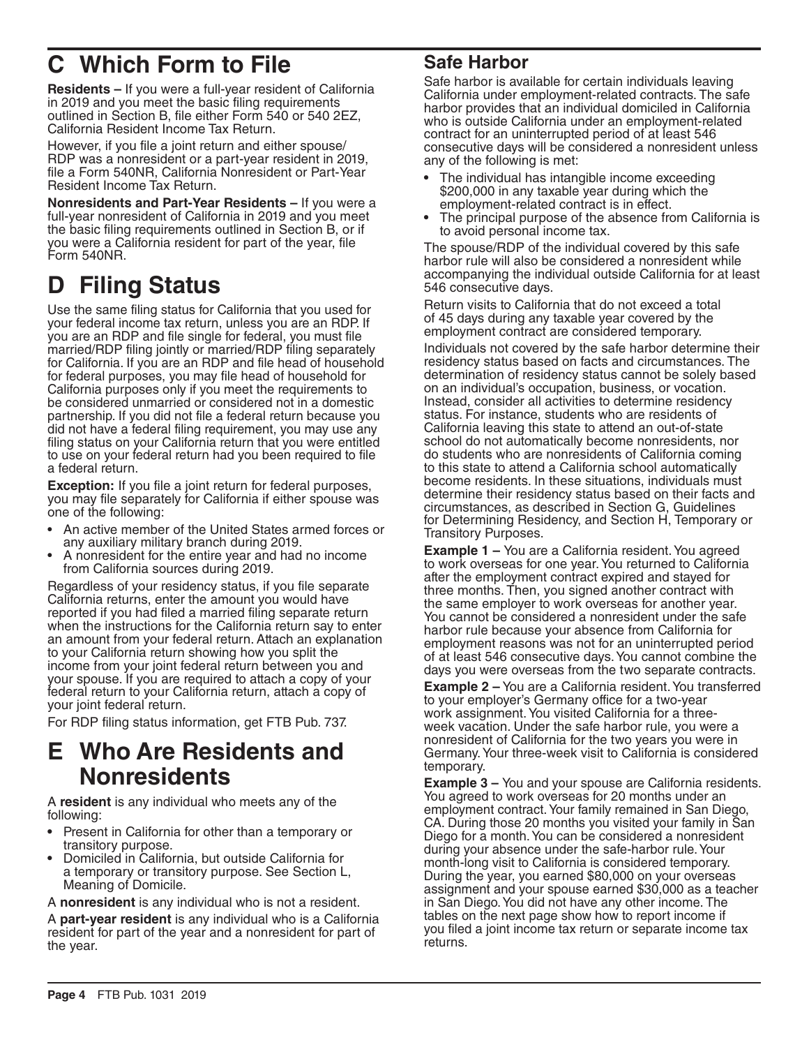## C Which Form to File

**Residents –** If you were a full-year resident of California in 2019 and you meet the basic filing requirements outlined in Section B, file either Form 540 or 540 2EZ, California Resident Income Tax Return.

However, if you file a joint return and either spouse/RDP was a nonresident or a part-year resident in 2019, file a Form 540NR, California Nonresident or Part-Year Resident Income Tax Return.

**Nonresidents and Part-Year Residents –** If you were a full-year nonresident of California in 2019 and you meet the basic filing requirements outlined in Section B, or if you were a California resident for part of the year, file Form 540NR.

## D Filing Status

Use the same filing status for California that you used for your federal income tax return, unless you are an RDP. If you are an RDP and file single for federal, you must file married/RDP filing jointly or married/RDP filing separately for California. If you are an RDP and file head of household for federal purposes, you may file head of household for California purposes only if you meet the requirements to be considered unmarried or considered not in a domestic partnership. If you did not file a federal return because you did not have a federal filing requirement, you may use any filing status on your California return that you were entitled to use on your federal return had you been required to file a federal return.

**Exception:** If you file a joint return for federal purposes, you may file separately for California if either spouse was one of the following:

- An active member of the United States armed forces or any auxiliary military branch during 2019.
- A nonresident for the entire year and had no income from California sources during 2019.

Regardless of your residency status, if you file separate California returns, enter the amount you would have reported if you had filed a married filing separate return when the instructions for the California return say to enter an amount from your federal return. Attach an explanation to your California return showing how you split the income from your joint federal return between you and your spouse. If you are required to attach a copy of your federal return to your California return, attach a copy of your joint federal return.

For RDP filing status information, get FTB Pub. 737.

## E Who Are Residents and Nonresidents

A **resident** is any individual who meets any of the following:

- Present in California for other than a temporary or transitory purpose.
- Domiciled in California, but outside California for a temporary or transitory purpose. See Section L, Meaning of Domicile.

A **nonresident** is any individual who is not a resident.

A **part-year resident** is any individual who is a California resident for part of the year and a nonresident for part of the year.

### Safe Harbor

Safe harbor is available for certain individuals leaving California under employment-related contracts. The safe harbor provides that an individual domiciled in California who is outside California under an employment-related contract for an uninterrupted period of at least 546 consecutive days will be considered a nonresident unless any of the following is met:

- The individual has intangible income exceeding $200,000 in any taxable year during which the employment-related contract is in effect.
- The principal purpose of the absence from California is to avoid personal income tax.

The spouse/RDP of the individual covered by this safe harbor rule will also be considered a nonresident while accompanying the individual outside California for at least 546 consecutive days.

Return visits to California that do not exceed a total of 45 days during any taxable year covered by the employment contract are considered temporary.

Individuals not covered by the safe harbor determine their residency status based on facts and circumstances. The determination of residency status cannot be solely based on an individual's occupation, business, or vocation. Instead, consider all activities to determine residency status. For instance, students who are residents of California leaving this state to attend an out-of-state school do not automatically become nonresidents, nor do students who are nonresidents of California coming to this state to attend a California school automatically become residents. In these situations, individuals must determine their residency status based on their facts and circumstances, as described in Section G, Guidelines for Determining Residency, and Section H, Temporary or Transitory Purposes.

**Example 1 –** You are a California resident. You agreed to work overseas for one year. You returned to California after the employment contract expired and stayed for three months. Then, you signed another contract with the same employer to work overseas for another year. You cannot be considered a nonresident under the safe harbor rule because your absence from California for employment reasons was not for an uninterrupted period of at least 546 consecutive days. You cannot combine the days you were overseas from the two separate contracts.

**Example 2 –** You are a California resident. You transferred to your employer's Germany office for a two-year work assignment. You visited California for a three-week vacation. Under the safe harbor rule, you were a nonresident of California for the two years you were in Germany. Your three-week visit to California is considered temporary.

**Example 3 –** You and your spouse are California residents. You agreed to work overseas for 20 months under an employment contract. Your family remained in San Diego, CA. During those 20 months you visited your family in San Diego for a month. You can be considered a nonresident during your absence under the safe-harbor rule. Your month-long visit to California is considered temporary. During the year, you earned $80,000 on your overseas assignment and your spouse earned $30,000 as a teacher in San Diego. You did not have any other income. The tables on the next page show how to report income if you filed a joint income tax return or separate income tax returns.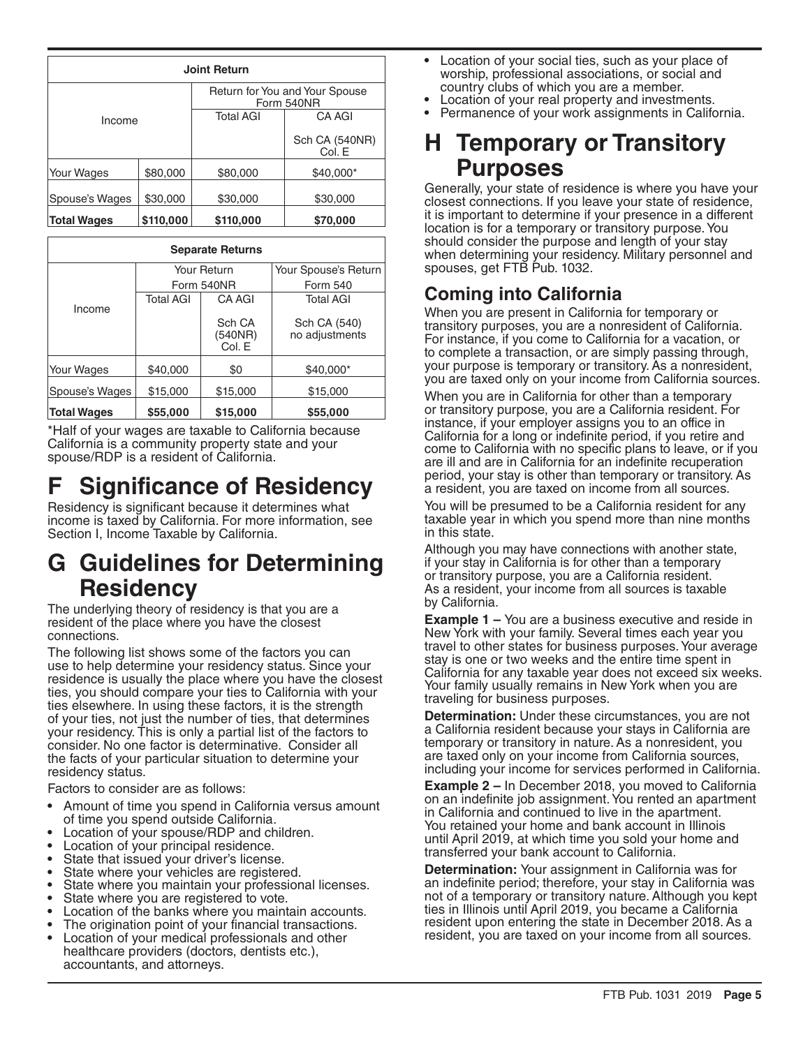| Joint Return | | | |
|---|---|---|---|
| Income | | Return for You and Your Spouse Form 540NR | |
| | | Total AGI | CA AGI<br><br>Sch CA (540NR) Col. E |
| Your Wages | $80,000 | $80,000 | $40,000* |
| Spouse's Wages | $30,000 | $30,000 | $30,000 |
| **Total Wages** | **$110,000** | **$110,000** | **$70,000** |

| Separate Returns | | | | |
|---|---|---|---|---|
| Income | | Your Return Form 540NR | | Your Spouse's Return Form 540 |
| | | Total AGI | CA AGI<br><br>Sch CA (540NR) Col. E | Total AGI<br><br>Sch CA (540) no adjustments |
| Your Wages | | $40,000 | $0 | $40,000* |
| Spouse's Wages | | $15,000 | $15,000 | $15,000 |
| **Total Wages** | | **$55,000** | **$15,000** | **$55,000** |

*Half of your wages are taxable to California because California is a community property state and your spouse/RDP is a resident of California.

# F Significance of Residency

Residency is significant because it determines what income is taxed by California. For more information, see Section I, Income Taxable by California.

# G Guidelines for Determining Residency

The underlying theory of residency is that you are a resident of the place where you have the closest connections.

The following list shows some of the factors you can use to help determine your residency status. Since your residence is usually the place where you have the closest ties, you should compare your ties to California with your ties elsewhere. In using these factors, it is the strength of your ties, not just the number of ties, that determines your residency. This is only a partial list of the factors to consider. No one factor is determinative. Consider all the facts of your particular situation to determine your residency status.

Factors to consider are as follows:

- Amount of time you spend in California versus amount of time you spend outside California.
- Location of your spouse/RDP and children.
- Location of your principal residence.
- State that issued your driver's license.
- State where your vehicles are registered.
- State where you maintain your professional licenses.
- State where you are registered to vote.
- Location of the banks where you maintain accounts.
- The origination point of your financial transactions.
- Location of your medical professionals and other healthcare providers (doctors, dentists etc.), accountants, and attorneys.
- Location of your social ties, such as your place of worship, professional associations, or social and country clubs of which you are a member.
- Location of your real property and investments.
- Permanence of your work assignments in California.

# H Temporary or Transitory Purposes

Generally, your state of residence is where you have your closest connections. If you leave your state of residence, it is important to determine if your presence in a different location is for a temporary or transitory purpose. You should consider the purpose and length of your stay when determining your residency. Military personnel and spouses, get FTB Pub. 1032.

## Coming into California

When you are present in California for temporary or transitory purposes, you are a nonresident of California. For instance, if you come to California for a vacation, or to complete a transaction, or are simply passing through, your purpose is temporary or transitory. As a nonresident, you are taxed only on your income from California sources.

When you are in California for other than a temporary or transitory purpose, you are a California resident. For instance, if your employer assigns you to an office in California for a long or indefinite period, if you retire and come to California with no specific plans to leave, or if you are ill and are in California for an indefinite recuperation period, your stay is other than temporary or transitory. As a resident, you are taxed on income from all sources.

You will be presumed to be a California resident for any taxable year in which you spend more than nine months in this state.

Although you may have connections with another state, if your stay in California is for other than a temporary or transitory purpose, you are a California resident. As a resident, your income from all sources is taxable by California.

**Example 1 –** You are a business executive and reside in New York with your family. Several times each year you travel to other states for business purposes. Your average stay is one or two weeks and the entire time spent in California for any taxable year does not exceed six weeks. Your family usually remains in New York when you are traveling for business purposes.

**Determination:** Under these circumstances, you are not a California resident because your stays in California are temporary or transitory in nature. As a nonresident, you are taxed only on your income from California sources, including your income for services performed in California.

**Example 2 –** In December 2018, you moved to California on an indefinite job assignment. You rented an apartment in California and continued to live in the apartment. You retained your home and bank account in Illinois until April 2019, at which time you sold your home and transferred your bank account to California.

**Determination:** Your assignment in California was for an indefinite period; therefore, your stay in California was not of a temporary or transitory nature. Although you kept ties in Illinois until April 2019, you became a California resident upon entering the state in December 2018. As a resident, you are taxed on your income from all sources.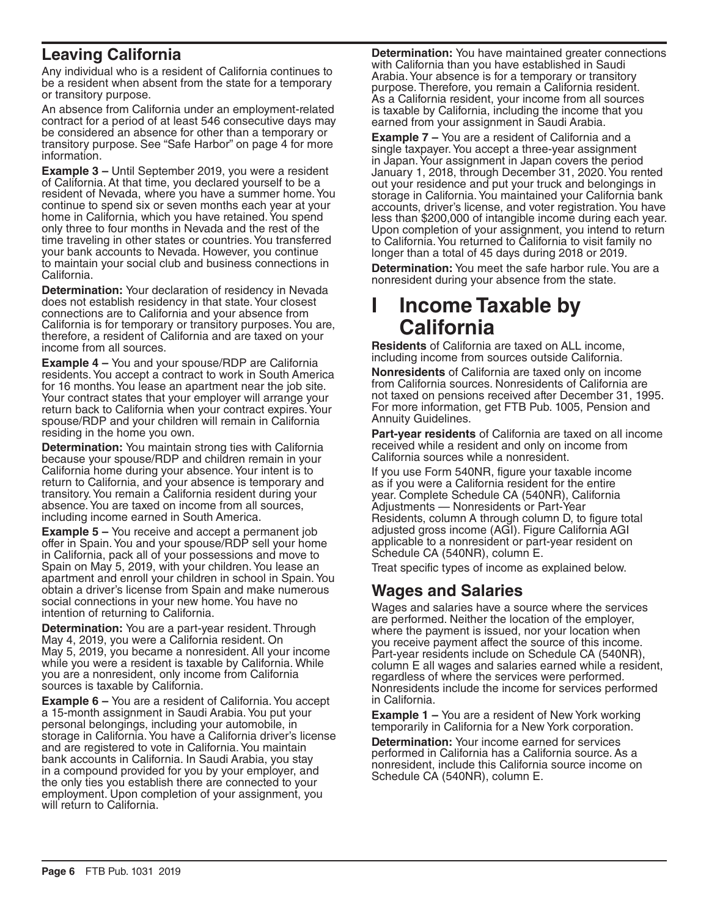## Leaving California

Any individual who is a resident of California continues to be a resident when absent from the state for a temporary or transitory purpose.

An absence from California under an employment-related contract for a period of at least 546 consecutive days may be considered an absence for other than a temporary or transitory purpose. See "Safe Harbor" on page 4 for more information.

**Example 3 –** Until September 2019, you were a resident of California. At that time, you declared yourself to be a resident of Nevada, where you have a summer home. You continue to spend six or seven months each year at your home in California, which you have retained. You spend only three to four months in Nevada and the rest of the time traveling in other states or countries. You transferred your bank accounts to Nevada. However, you continue to maintain your social club and business connections in California.

**Determination:** Your declaration of residency in Nevada does not establish residency in that state. Your closest connections are to California and your absence from California is for temporary or transitory purposes. You are, therefore, a resident of California and are taxed on your income from all sources.

**Example 4 –** You and your spouse/RDP are California residents. You accept a contract to work in South America for 16 months. You lease an apartment near the job site. Your contract states that your employer will arrange your return back to California when your contract expires. Your spouse/RDP and your children will remain in California residing in the home you own.

**Determination:** You maintain strong ties with California because your spouse/RDP and children remain in your California home during your absence. Your intent is to return to California, and your absence is temporary and transitory. You remain a California resident during your absence. You are taxed on income from all sources, including income earned in South America.

**Example 5 –** You receive and accept a permanent job offer in Spain. You and your spouse/RDP sell your home in California, pack all of your possessions and move to Spain on May 5, 2019, with your children. You lease an apartment and enroll your children in school in Spain. You obtain a driver's license from Spain and make numerous social connections in your new home. You have no intention of returning to California.

**Determination:** You are a part-year resident. Through May 4, 2019, you were a California resident. On May 5, 2019, you became a nonresident. All your income while you were a resident is taxable by California. While you are a nonresident, only income from California sources is taxable by California.

**Example 6 –** You are a resident of California. You accept a 15-month assignment in Saudi Arabia. You put your personal belongings, including your automobile, in storage in California. You have a California driver's license and are registered to vote in California. You maintain bank accounts in California. In Saudi Arabia, you stay in a compound provided for you by your employer, and the only ties you establish there are connected to your employment. Upon completion of your assignment, you will return to California.

**Determination:** You have maintained greater connections with California than you have established in Saudi Arabia. Your absence is for a temporary or transitory purpose. Therefore, you remain a California resident. As a California resident, your income from all sources is taxable by California, including the income that you earned from your assignment in Saudi Arabia.

**Example 7 –** You are a resident of California and a single taxpayer. You accept a three-year assignment in Japan. Your assignment in Japan covers the period January 1, 2018, through December 31, 2020. You rented out your residence and put your truck and belongings in storage in California. You maintained your California bank accounts, driver's license, and voter registration. You have less than $200,000 of intangible income during each year. Upon completion of your assignment, you intend to return to California. You returned to California to visit family no longer than a total of 45 days during 2018 or 2019.

**Determination:** You meet the safe harbor rule. You are a nonresident during your absence from the state.

# I Income Taxable by California

**Residents** of California are taxed on ALL income, including income from sources outside California.

**Nonresidents** of California are taxed only on income from California sources. Nonresidents of California are not taxed on pensions received after December 31, 1995. For more information, get FTB Pub. 1005, Pension and Annuity Guidelines.

**Part-year residents** of California are taxed on all income received while a resident and only on income from California sources while a nonresident.

If you use Form 540NR, figure your taxable income as if you were a California resident for the entire year. Complete Schedule CA (540NR), California Adjustments — Nonresidents or Part-Year Residents, column A through column D, to figure total adjusted gross income (AGI). Figure California AGI applicable to a nonresident or part-year resident on Schedule CA (540NR), column E.

Treat specific types of income as explained below.

## Wages and Salaries

Wages and salaries have a source where the services are performed. Neither the location of the employer, where the payment is issued, nor your location when you receive payment affect the source of this income. Part-year residents include on Schedule CA (540NR), column E all wages and salaries earned while a resident, regardless of where the services were performed. Nonresidents include the income for services performed in California.

**Example 1 –** You are a resident of New York working temporarily in California for a New York corporation.

**Determination:** Your income earned for services performed in California has a California source. As a nonresident, include this California source income on Schedule CA (540NR), column E.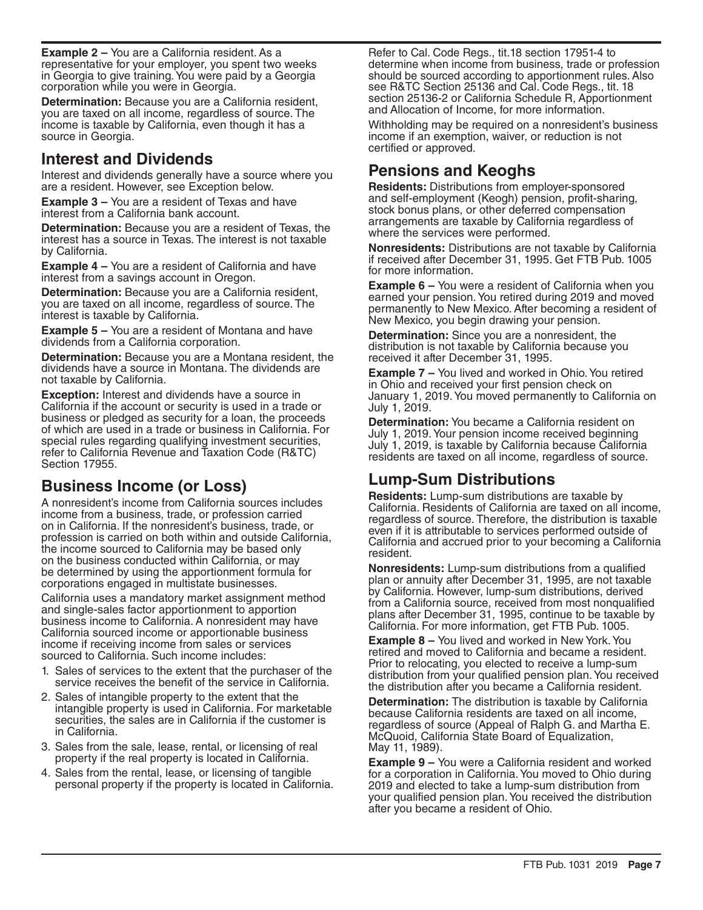**Example 2 –** You are a California resident. As a representative for your employer, you spent two weeks in Georgia to give training. You were paid by a Georgia corporation while you were in Georgia.

**Determination:** Because you are a California resident, you are taxed on all income, regardless of source. The income is taxable by California, even though it has a source in Georgia.

## Interest and Dividends

Interest and dividends generally have a source where you are a resident. However, see Exception below.

**Example 3 –** You are a resident of Texas and have interest from a California bank account.

**Determination:** Because you are a resident of Texas, the interest has a source in Texas. The interest is not taxable by California.

**Example 4 –** You are a resident of California and have interest from a savings account in Oregon.

**Determination:** Because you are a California resident, you are taxed on all income, regardless of source. The interest is taxable by California.

**Example 5 –** You are a resident of Montana and have dividends from a California corporation.

**Determination:** Because you are a Montana resident, the dividends have a source in Montana. The dividends are not taxable by California.

**Exception:** Interest and dividends have a source in California if the account or security is used in a trade or business or pledged as security for a loan, the proceeds of which are used in a trade or business in California. For special rules regarding qualifying investment securities, refer to California Revenue and Taxation Code (R&TC) Section 17955.

## Business Income (or Loss)

A nonresident's income from California sources includes income from a business, trade, or profession carried on in California. If the nonresident's business, trade, or profession is carried on both within and outside California, the income sourced to California may be based only on the business conducted within California, or may be determined by using the apportionment formula for corporations engaged in multistate businesses.

California uses a mandatory market assignment method and single-sales factor apportionment to apportion business income to California. A nonresident may have California sourced income or apportionable business income if receiving income from sales or services sourced to California. Such income includes:

1. Sales of services to the extent that the purchaser of the service receives the benefit of the service in California.
2. Sales of intangible property to the extent that the intangible property is used in California. For marketable securities, the sales are in California if the customer is in California.
3. Sales from the sale, lease, rental, or licensing of real property if the real property is located in California.
4. Sales from the rental, lease, or licensing of tangible personal property if the property is located in California.

Refer to Cal. Code Regs., tit.18 section 17951-4 to determine when income from business, trade or profession should be sourced according to apportionment rules. Also see R&TC Section 25136 and Cal. Code Regs., tit. 18 section 25136-2 or California Schedule R, Apportionment and Allocation of Income, for more information.

Withholding may be required on a nonresident's business income if an exemption, waiver, or reduction is not certified or approved.

## Pensions and Keoghs

**Residents:** Distributions from employer-sponsored and self-employment (Keogh) pension, profit-sharing, stock bonus plans, or other deferred compensation arrangements are taxable by California regardless of where the services were performed.

**Nonresidents:** Distributions are not taxable by California if received after December 31, 1995. Get FTB Pub. 1005 for more information.

**Example 6 –** You were a resident of California when you earned your pension. You retired during 2019 and moved permanently to New Mexico. After becoming a resident of New Mexico, you begin drawing your pension.

**Determination:** Since you are a nonresident, the distribution is not taxable by California because you received it after December 31, 1995.

**Example 7 –** You lived and worked in Ohio. You retired in Ohio and received your first pension check on January 1, 2019. You moved permanently to California on July 1, 2019.

**Determination:** You became a California resident on July 1, 2019. Your pension income received beginning July 1, 2019, is taxable by California because California residents are taxed on all income, regardless of source.

## Lump-Sum Distributions

**Residents:** Lump-sum distributions are taxable by California. Residents of California are taxed on all income, regardless of source. Therefore, the distribution is taxable even if it is attributable to services performed outside of California and accrued prior to your becoming a California resident.

**Nonresidents:** Lump-sum distributions from a qualified plan or annuity after December 31, 1995, are not taxable by California. However, lump-sum distributions, derived from a California source, received from most nonqualified plans after December 31, 1995, continue to be taxable by California. For more information, get FTB Pub. 1005.

**Example 8 –** You lived and worked in New York. You retired and moved to California and became a resident. Prior to relocating, you elected to receive a lump-sum distribution from your qualified pension plan. You received the distribution after you became a California resident.

**Determination:** The distribution is taxable by California because California residents are taxed on all income, regardless of source (Appeal of Ralph G. and Martha E. McQuoid, California State Board of Equalization, May 11, 1989).

**Example 9 –** You were a California resident and worked for a corporation in California. You moved to Ohio during 2019 and elected to take a lump-sum distribution from your qualified pension plan. You received the distribution after you became a resident of Ohio.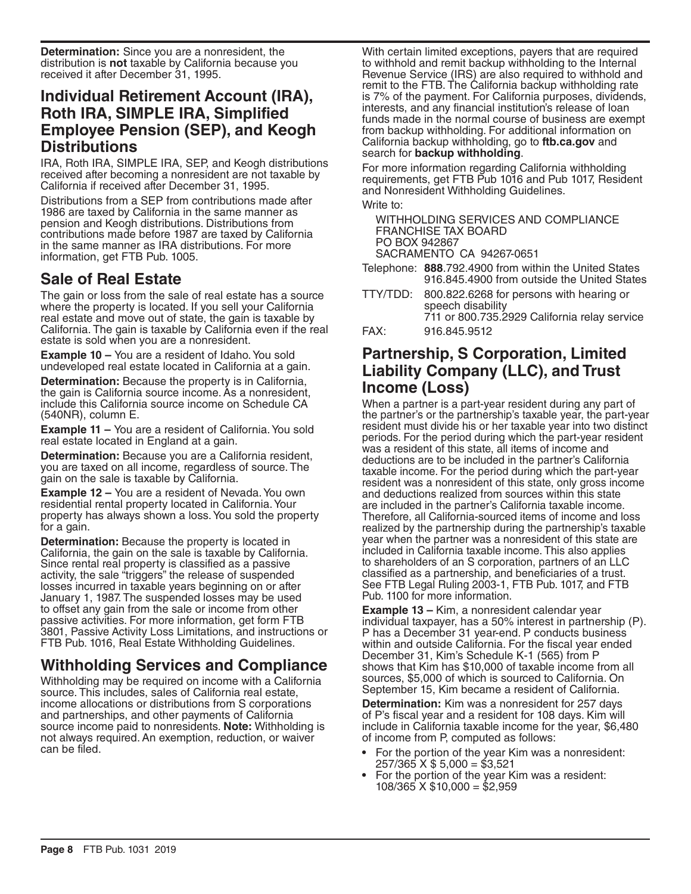**Determination:** Since you are a nonresident, the distribution is **not** taxable by California because you received it after December 31, 1995.

## Individual Retirement Account (IRA), Roth IRA, SIMPLE IRA, Simplified Employee Pension (SEP), and Keogh Distributions

IRA, Roth IRA, SIMPLE IRA, SEP, and Keogh distributions received after becoming a nonresident are not taxable by California if received after December 31, 1995.

Distributions from a SEP from contributions made after 1986 are taxed by California in the same manner as pension and Keogh distributions. Distributions from contributions made before 1987 are taxed by California in the same manner as IRA distributions. For more information, get FTB Pub. 1005.

## Sale of Real Estate

The gain or loss from the sale of real estate has a source where the property is located. If you sell your California real estate and move out of state, the gain is taxable by California. The gain is taxable by California even if the real estate is sold when you are a nonresident.

**Example 10 –** You are a resident of Idaho. You sold undeveloped real estate located in California at a gain.

**Determination:** Because the property is in California, the gain is California source income. As a nonresident, include this California source income on Schedule CA (540NR), column E.

**Example 11 –** You are a resident of California. You sold real estate located in England at a gain.

**Determination:** Because you are a California resident, you are taxed on all income, regardless of source. The gain on the sale is taxable by California.

**Example 12 –** You are a resident of Nevada. You own residential rental property located in California. Your property has always shown a loss. You sold the property for a gain.

**Determination:** Because the property is located in California, the gain on the sale is taxable by California. Since rental real property is classified as a passive activity, the sale "triggers" the release of suspended losses incurred in taxable years beginning on or after January 1, 1987. The suspended losses may be used to offset any gain from the sale or income from other passive activities. For more information, get form FTB 3801, Passive Activity Loss Limitations, and instructions or FTB Pub. 1016, Real Estate Withholding Guidelines.

## Withholding Services and Compliance

Withholding may be required on income with a California source. This includes, sales of California real estate, income allocations or distributions from S corporations and partnerships, and other payments of California source income paid to nonresidents. **Note:** Withholding is not always required. An exemption, reduction, or waiver can be filed.

With certain limited exceptions, payers that are required to withhold and remit backup withholding to the Internal Revenue Service (IRS) are also required to withhold and remit to the FTB. The California backup withholding rate is 7% of the payment. For California purposes, dividends, interests, and any financial institution's release of loan funds made in the normal course of business are exempt from backup withholding. For additional information on California backup withholding, go to **ftb.ca.gov** and search for **backup withholding**.

For more information regarding California withholding requirements, get FTB Pub 1016 and Pub 1017, Resident and Nonresident Withholding Guidelines.

Write to:

WITHHOLDING SERVICES AND COMPLIANCE
FRANCHISE TAX BOARD
PO BOX 942867
SACRAMENTO CA 94267-0651

Telephone: **888**.792.4900 from within the United States
916.845.4900 from outside the United States

TTY/TDD: 800.822.6268 for persons with hearing or speech disability
711 or 800.735.2929 California relay service

FAX: 916.845.9512

## Partnership, S Corporation, Limited Liability Company (LLC), and Trust Income (Loss)

When a partner is a part-year resident during any part of the partner's or the partnership's taxable year, the part-year resident must divide his or her taxable year into two distinct periods. For the period during which the part-year resident was a resident of this state, all items of income and deductions are to be included in the partner's California taxable income. For the period during which the part-year resident was a nonresident of this state, only gross income and deductions realized from sources within this state are included in the partner's California taxable income. Therefore, all California-sourced items of income and loss realized by the partnership during the partnership's taxable year when the partner was a nonresident of this state are included in California taxable income. This also applies to shareholders of an S corporation, partners of an LLC classified as a partnership, and beneficiaries of a trust. See FTB Legal Ruling 2003-1, FTB Pub. 1017, and FTB Pub. 1100 for more information.

**Example 13 –** Kim, a nonresident calendar year individual taxpayer, has a 50% interest in partnership (P). P has a December 31 year-end. P conducts business within and outside California. For the fiscal year ended December 31, Kim's Schedule K-1 (565) from P shows that Kim has $10,000 of taxable income from all sources, $5,000 of which is sourced to California. On September 15, Kim became a resident of California.

**Determination:** Kim was a nonresident for 257 days of P's fiscal year and a resident for 108 days. Kim will include in California taxable income for the year, $6,480 of income from P, computed as follows:

- For the portion of the year Kim was a nonresident: 257/365 X $ 5,000 = $3,521
- For the portion of the year Kim was a resident: 108/365 X $10,000 = $2,959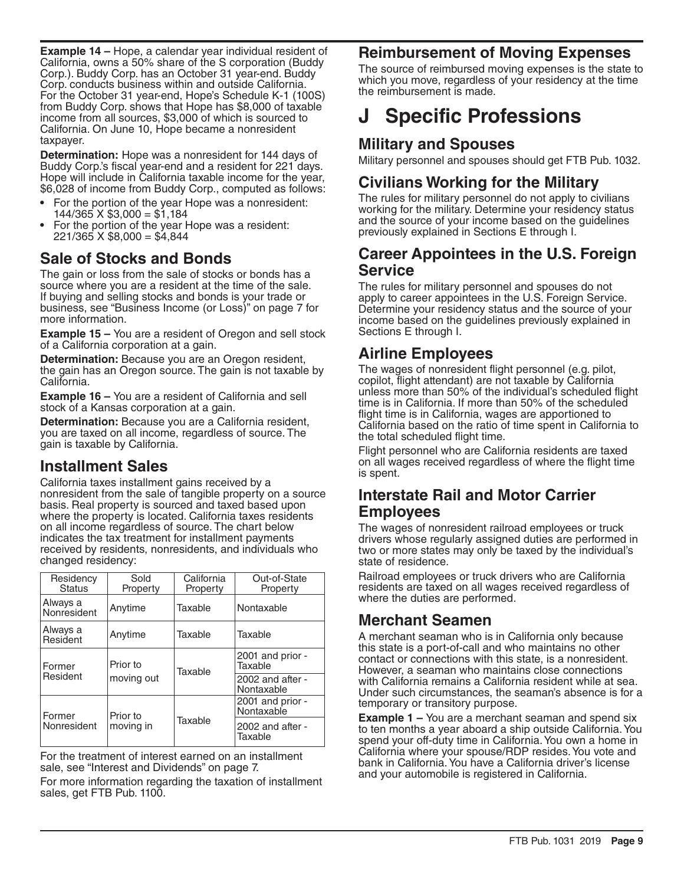**Example 14 –** Hope, a calendar year individual resident of California, owns a 50% share of the S corporation (Buddy Corp.). Buddy Corp. has an October 31 year-end. Buddy Corp. conducts business within and outside California. For the October 31 year-end, Hope's Schedule K-1 (100S) from Buddy Corp. shows that Hope has $8,000 of taxable income from all sources, $3,000 of which is sourced to California. On June 10, Hope became a nonresident taxpayer.

**Determination:** Hope was a nonresident for 144 days of Buddy Corp.'s fiscal year-end and a resident for 221 days. Hope will include in California taxable income for the year, $6,028 of income from Buddy Corp., computed as follows:

- For the portion of the year Hope was a nonresident: 144/365 X $3,000 = $1,184
- For the portion of the year Hope was a resident: 221/365 X $8,000 = $4,844

## Sale of Stocks and Bonds

The gain or loss from the sale of stocks or bonds has a source where you are a resident at the time of the sale. If buying and selling stocks and bonds is your trade or business, see "Business Income (or Loss)" on page 7 for more information.

**Example 15 –** You are a resident of Oregon and sell stock of a California corporation at a gain.

**Determination:** Because you are an Oregon resident, the gain has an Oregon source. The gain is not taxable by California.

**Example 16 –** You are a resident of California and sell stock of a Kansas corporation at a gain.

**Determination:** Because you are a California resident, you are taxed on all income, regardless of source. The gain is taxable by California.

## Installment Sales

California taxes installment gains received by a nonresident from the sale of tangible property on a source basis. Real property is sourced and taxed based upon where the property is located. California taxes residents on all income regardless of source. The chart below indicates the tax treatment for installment payments received by residents, nonresidents, and individuals who changed residency:

| Residency Status | Sold Property | California Property | Out-of-State Property |
|---|---|---|---|
| Always a Nonresident | Anytime | Taxable | Nontaxable |
| Always a Resident | Anytime | Taxable | Taxable |
| Former Resident | Prior to moving out | Taxable | 2001 and prior - Taxable |
| | | | 2002 and after - Nontaxable |
| Former Nonresident | Prior to moving in | Taxable | 2001 and prior - Nontaxable |
| | | | 2002 and after - Taxable |

For the treatment of interest earned on an installment sale, see "Interest and Dividends" on page 7.

For more information regarding the taxation of installment sales, get FTB Pub. 1100.

## Reimbursement of Moving Expenses

The source of reimbursed moving expenses is the state to which you move, regardless of your residency at the time the reimbursement is made.

# J Specific Professions

## Military and Spouses

Military personnel and spouses should get FTB Pub. 1032.

## Civilians Working for the Military

The rules for military personnel do not apply to civilians working for the military. Determine your residency status and the source of your income based on the guidelines previously explained in Sections E through I.

## Career Appointees in the U.S. Foreign Service

The rules for military personnel and spouses do not apply to career appointees in the U.S. Foreign Service. Determine your residency status and the source of your income based on the guidelines previously explained in Sections E through I.

## Airline Employees

The wages of nonresident flight personnel (e.g. pilot, copilot, flight attendant) are not taxable by California unless more than 50% of the individual's scheduled flight time is in California. If more than 50% of the scheduled flight time is in California, wages are apportioned to California based on the ratio of time spent in California to the total scheduled flight time.

Flight personnel who are California residents are taxed on all wages received regardless of where the flight time is spent.

## Interstate Rail and Motor Carrier Employees

The wages of nonresident railroad employees or truck drivers whose regularly assigned duties are performed in two or more states may only be taxed by the individual's state of residence.

Railroad employees or truck drivers who are California residents are taxed on all wages received regardless of where the duties are performed.

## Merchant Seamen

A merchant seaman who is in California only because this state is a port-of-call and who maintains no other contact or connections with this state, is a nonresident. However, a seaman who maintains close connections with California remains a California resident while at sea. Under such circumstances, the seaman's absence is for a temporary or transitory purpose.

**Example 1 –** You are a merchant seaman and spend six to ten months a year aboard a ship outside California. You spend your off-duty time in California. You own a home in California where your spouse/RDP resides. You vote and bank in California. You have a California driver's license and your automobile is registered in California.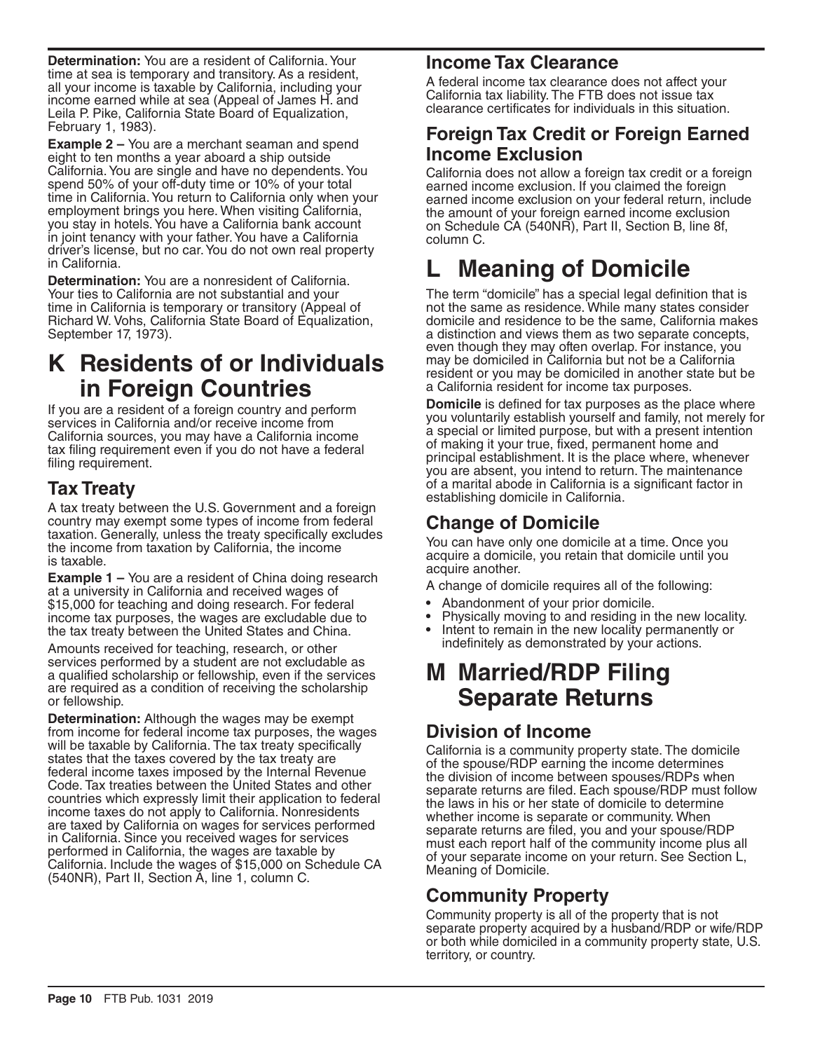**Determination:** You are a resident of California. Your time at sea is temporary and transitory. As a resident, all your income is taxable by California, including your income earned while at sea (Appeal of James H. and Leila P. Pike, California State Board of Equalization, February 1, 1983).

**Example 2 –** You are a merchant seaman and spend eight to ten months a year aboard a ship outside California. You are single and have no dependents. You spend 50% of your off-duty time or 10% of your total time in California. You return to California only when your employment brings you here. When visiting California, you stay in hotels. You have a California bank account in joint tenancy with your father. You have a California driver's license, but no car. You do not own real property in California.

**Determination:** You are a nonresident of California. Your ties to California are not substantial and your time in California is temporary or transitory (Appeal of Richard W. Vohs, California State Board of Equalization, September 17, 1973).

# K Residents of or Individuals in Foreign Countries

If you are a resident of a foreign country and perform services in California and/or receive income from California sources, you may have a California income tax filing requirement even if you do not have a federal filing requirement.

## Tax Treaty

A tax treaty between the U.S. Government and a foreign country may exempt some types of income from federal taxation. Generally, unless the treaty specifically excludes the income from taxation by California, the income is taxable.

**Example 1 –** You are a resident of China doing research at a university in California and received wages of $15,000 for teaching and doing research. For federal income tax purposes, the wages are excludable due to the tax treaty between the United States and China.

Amounts received for teaching, research, or other services performed by a student are not excludable as a qualified scholarship or fellowship, even if the services are required as a condition of receiving the scholarship or fellowship.

**Determination:** Although the wages may be exempt from income for federal income tax purposes, the wages will be taxable by California. The tax treaty specifically states that the taxes covered by the tax treaty are federal income taxes imposed by the Internal Revenue Code. Tax treaties between the United States and other countries which expressly limit their application to federal income taxes do not apply to California. Nonresidents are taxed by California on wages for services performed in California. Since you received wages for services performed in California, the wages are taxable by California. Include the wages of $15,000 on Schedule CA (540NR), Part II, Section A, line 1, column C.

## Income Tax Clearance

A federal income tax clearance does not affect your California tax liability. The FTB does not issue tax clearance certificates for individuals in this situation.

## Foreign Tax Credit or Foreign Earned Income Exclusion

California does not allow a foreign tax credit or a foreign earned income exclusion. If you claimed the foreign earned income exclusion on your federal return, include the amount of your foreign earned income exclusion on Schedule CA (540NR), Part II, Section B, line 8f, column C.

# L Meaning of Domicile

The term "domicile" has a special legal definition that is not the same as residence. While many states consider domicile and residence to be the same, California makes a distinction and views them as two separate concepts, even though they may often overlap. For instance, you may be domiciled in California but not be a California resident or you may be domiciled in another state but be a California resident for income tax purposes.

**Domicile** is defined for tax purposes as the place where you voluntarily establish yourself and family, not merely for a special or limited purpose, but with a present intention of making it your true, fixed, permanent home and principal establishment. It is the place where, whenever you are absent, you intend to return. The maintenance of a marital abode in California is a significant factor in establishing domicile in California.

## Change of Domicile

You can have only one domicile at a time. Once you acquire a domicile, you retain that domicile until you acquire another.

A change of domicile requires all of the following:

- Abandonment of your prior domicile.
- Physically moving to and residing in the new locality.
- Intent to remain in the new locality permanently or indefinitely as demonstrated by your actions.

# M Married/RDP Filing Separate Returns

## Division of Income

California is a community property state. The domicile of the spouse/RDP earning the income determines the division of income between spouses/RDPs when separate returns are filed. Each spouse/RDP must follow the laws in his or her state of domicile to determine whether income is separate or community. When separate returns are filed, you and your spouse/RDP must each report half of the community income plus all of your separate income on your return. See Section L, Meaning of Domicile.

## Community Property

Community property is all of the property that is not separate property acquired by a husband/RDP or wife/RDP or both while domiciled in a community property state, U.S. territory, or country.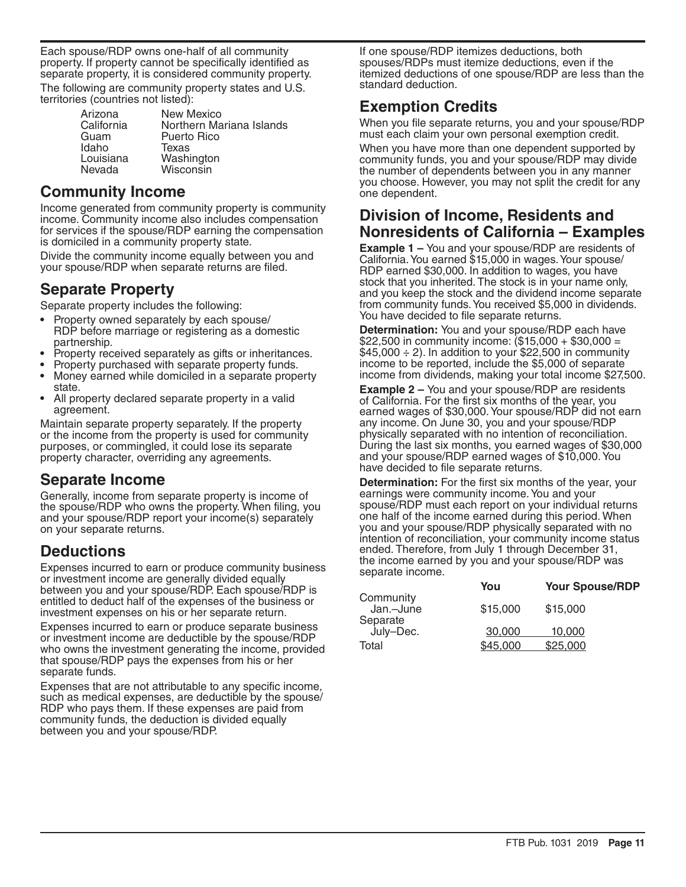Each spouse/RDP owns one-half of all community property. If property cannot be specifically identified as separate property, it is considered community property.

The following are community property states and U.S. territories (countries not listed):

| | |
|---|---|
| Arizona | New Mexico |
| California | Northern Mariana Islands |
| Guam | Puerto Rico |
| Idaho | Texas |
| Louisiana | Washington |
| Nevada | Wisconsin |

## Community Income

Income generated from community property is community income. Community income also includes compensation for services if the spouse/RDP earning the compensation is domiciled in a community property state.

Divide the community income equally between you and your spouse/RDP when separate returns are filed.

## Separate Property

Separate property includes the following:

- Property owned separately by each spouse/ RDP before marriage or registering as a domestic partnership.
- Property received separately as gifts or inheritances.
- Property purchased with separate property funds.
- Money earned while domiciled in a separate property state.
- All property declared separate property in a valid agreement.

Maintain separate property separately. If the property or the income from the property is used for community purposes, or commingled, it could lose its separate property character, overriding any agreements.

## Separate Income

Generally, income from separate property is income of the spouse/RDP who owns the property. When filing, you and your spouse/RDP report your income(s) separately on your separate returns.

## Deductions

Expenses incurred to earn or produce community business or investment income are generally divided equally between you and your spouse/RDP. Each spouse/RDP is entitled to deduct half of the expenses of the business or investment expenses on his or her separate return.

Expenses incurred to earn or produce separate business or investment income are deductible by the spouse/RDP who owns the investment generating the income, provided that spouse/RDP pays the expenses from his or her separate funds.

Expenses that are not attributable to any specific income, such as medical expenses, are deductible by the spouse/ RDP who pays them. If these expenses are paid from community funds, the deduction is divided equally between you and your spouse/RDP.

If one spouse/RDP itemizes deductions, both spouses/RDPs must itemize deductions, even if the itemized deductions of one spouse/RDP are less than the standard deduction.

## Exemption Credits

When you file separate returns, you and your spouse/RDP must each claim your own personal exemption credit.

When you have more than one dependent supported by community funds, you and your spouse/RDP may divide the number of dependents between you in any manner you choose. However, you may not split the credit for any one dependent.

## Division of Income, Residents and Nonresidents of California – Examples

**Example 1 –** You and your spouse/RDP are residents of California. You earned $15,000 in wages. Your spouse/ RDP earned $30,000. In addition to wages, you have stock that you inherited. The stock is in your name only, and you keep the stock and the dividend income separate from community funds. You received $5,000 in dividends. You have decided to file separate returns.

**Determination:** You and your spouse/RDP each have $22,500 in community income: ($15,000 + $30,000 = $45,000 ÷ 2). In addition to your $22,500 in community income to be reported, include the $5,000 of separate income from dividends, making your total income $27,500.

**Example 2 –** You and your spouse/RDP are residents of California. For the first six months of the year, you earned wages of $30,000. Your spouse/RDP did not earn any income. On June 30, you and your spouse/RDP physically separated with no intention of reconciliation. During the last six months, you earned wages of $30,000 and your spouse/RDP earned wages of $10,000. You have decided to file separate returns.

**Determination:** For the first six months of the year, your earnings were community income. You and your spouse/RDP must each report on your individual returns one half of the income earned during this period. When you and your spouse/RDP physically separated with no intention of reconciliation, your community income status ended. Therefore, from July 1 through December 31, the income earned by you and your spouse/RDP was separate income.

| | You | Your Spouse/RDP |
|---|---|---|
| Community Jan.–June | $15,000 | $15,000 |
| Separate July–Dec. | 30,000 | 10,000 |
| Total | $45,000 | $25,000 |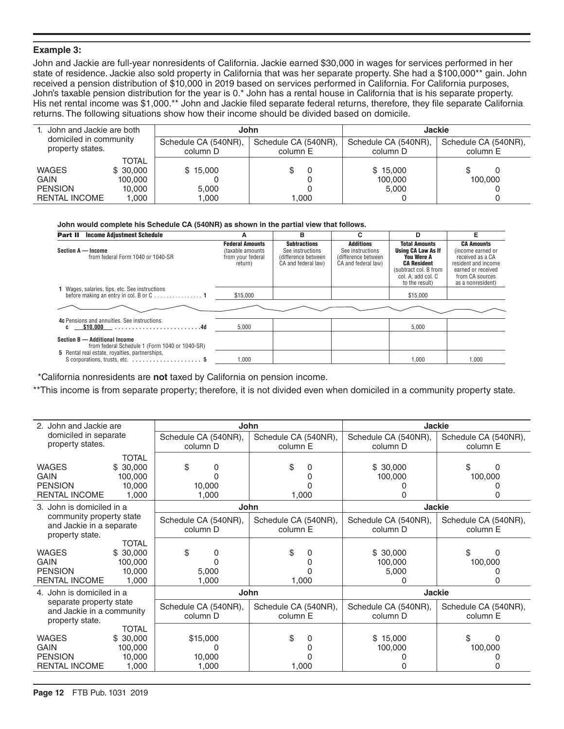**Example 3:**

John and Jackie are full-year nonresidents of California. Jackie earned $30,000 in wages for services performed in her state of residence. Jackie also sold property in California that was her separate property. She had a $100,000** gain. John received a pension distribution of $10,000 in 2019 based on services performed in California. For California purposes, John's taxable pension distribution for the year is 0.* John has a rental house in California that is his separate property. His net rental income was $1,000.** John and Jackie filed separate federal returns, therefore, they file separate California returns. The following situations show how their income should be divided based on domicile.

| 1. John and Jackie are both domiciled in community property states. | | John | | Jackie | |
|---|---|---|---|---|---|
| | | Schedule CA (540NR), column D | Schedule CA (540NR), column E | Schedule CA (540NR), column D | Schedule CA (540NR), column E |
| | TOTAL | | | | |
| WAGES | $ 30,000 | $ 15,000 | $ 0 | $ 15,000 | $ 0 |
| GAIN | 100,000 | 0 | 0 | 100,000 | 100,000 |
| PENSION | 10,000 | 5,000 | 0 | 5,000 | 0 |
| RENTAL INCOME | 1,000 | 1,000 | 1,000 | 0 | 0 |

**John would complete his Schedule CA (540NR) as shown in the partial view that follows.**

| **Part II Income Adjustment Schedule** | A | B | C | D | E |
|---|---|---|---|---|---|
| **Section A — Income** from federal Form 1040 or 1040-SR | **Federal Amounts** (taxable amounts from your federal return) | **Subtractions** See instructions (difference between CA and federal law) | **Additions** See instructions (difference between CA and federal law) | **Total Amounts Using CA Law As If You Were A CA Resident** (subtract col. B from col. A; add col. C to the result) | **CA Amounts** (income earned or received as a CA resident and income earned or received from CA sources as a nonresident) |
| **1** Wages, salaries, tips, etc. See instructions before making an entry in col. B or C . . . . . . . . . . . . . . . . **1** | $15,000 | | | $15,000 | |
| **4c** Pensions and annuities. See instructions. **c** $10,000 . . . . . . . . . . . . . . . . . . . . . . . . .**4d** | 5,000 | | | 5,000 | |
| **Section B — Additional Income** from federal Schedule 1 (Form 1040 or 1040-SR) | | | | | |
| **5** Rental real estate, royalties, partnerships, S corporations, trusts, etc. . . . . . . . . . . . . . . . . . . . . **5** | 1,000 | | | 1,000 | 1,000 |

*California nonresidents are **not** taxed by California on pension income.

**This income is from separate property; therefore, it is not divided even when domiciled in a community property state.

| 2. John and Jackie are domiciled in separate property states. | | John | | Jackie | |
|---|---|---|---|---|---|
| | | Schedule CA (540NR), column D | Schedule CA (540NR), column E | Schedule CA (540NR), column D | Schedule CA (540NR), column E |
| | TOTAL | | | | |
| WAGES | $ 30,000 | $ 0 | $ 0 | $ 30,000 | $ 0 |
| GAIN | 100,000 | 0 | 0 | 100,000 | 100,000 |
| PENSION | 10,000 | 10,000 | 0 | 0 | 0 |
| RENTAL INCOME | 1,000 | 1,000 | 1,000 | 0 | 0 |

| 3. John is domiciled in a community property state and Jackie in a separate property state. | | John | | Jackie | |
|---|---|---|---|---|---|
| | | Schedule CA (540NR), column D | Schedule CA (540NR), column E | Schedule CA (540NR), column D | Schedule CA (540NR), column E |
| | TOTAL | | | | |
| WAGES | $ 30,000 | $ 0 | $ 0 | $ 30,000 | $ 0 |
| GAIN | 100,000 | 0 | 0 | 100,000 | 100,000 |
| PENSION | 10,000 | 5,000 | 0 | 5,000 | 0 |
| RENTAL INCOME | 1,000 | 1,000 | 1,000 | 0 | 0 |

| 4. John is domiciled in a separate property state and Jackie in a community property state. | | John | | Jackie | |
|---|---|---|---|---|---|
| | | Schedule CA (540NR), column D | Schedule CA (540NR), column E | Schedule CA (540NR), column D | Schedule CA (540NR), column E |
| | TOTAL | | | | |
| WAGES | $ 30,000 | $15,000 | $ 0 | $ 15,000 | $ 0 |
| GAIN | 100,000 | 0 | 0 | 100,000 | 100,000 |
| PENSION | 10,000 | 10,000 | 0 | 0 | 0 |
| RENTAL INCOME | 1,000 | 1,000 | 1,000 | 0 | 0 |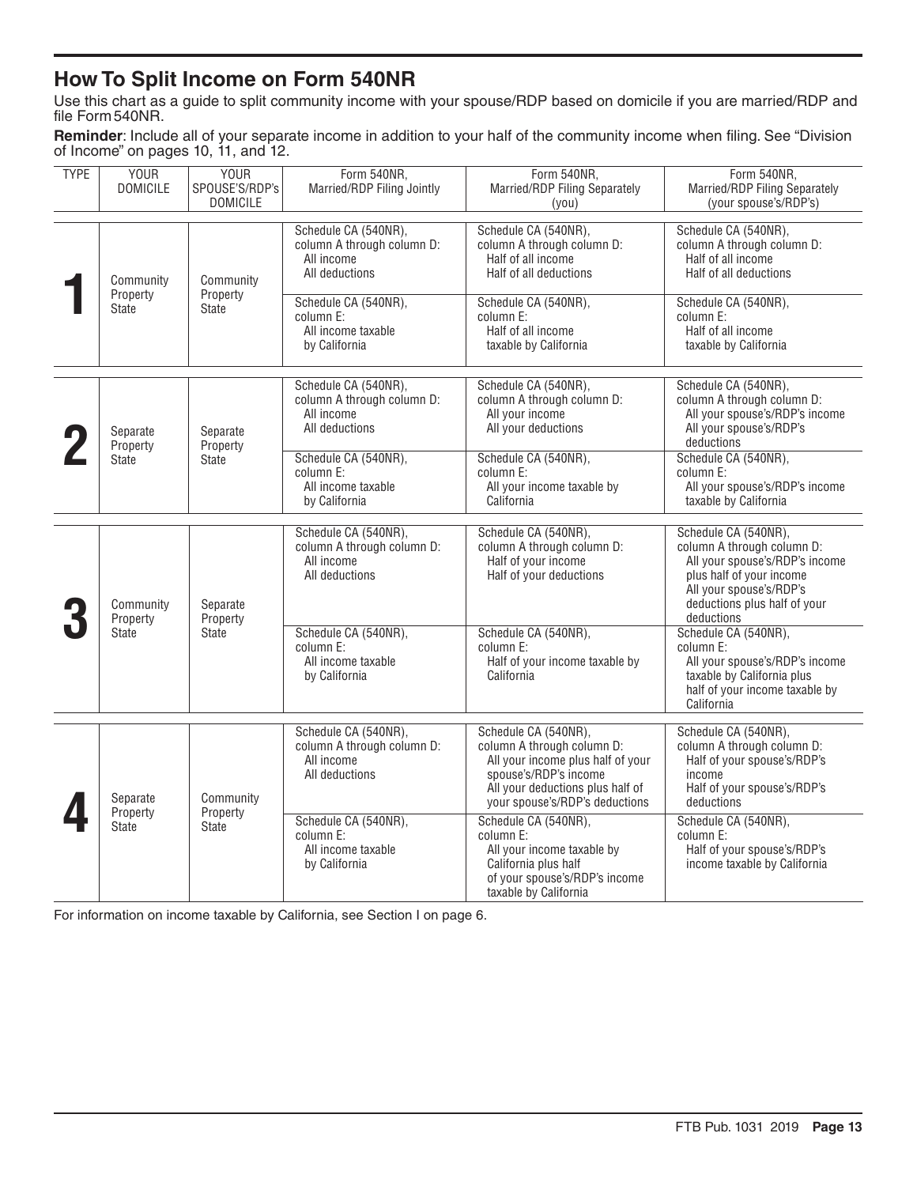## How To Split Income on Form 540NR

Use this chart as a guide to split community income with your spouse/RDP based on domicile if you are married/RDP and file Form 540NR.

**Reminder**: Include all of your separate income in addition to your half of the community income when filing. See "Division of Income" on pages 10, 11, and 12.

| TYPE | YOUR DOMICILE | YOUR SPOUSE'S/RDP's DOMICILE | Form 540NR, Married/RDP Filing Jointly | Form 540NR, Married/RDP Filing Separately (you) | Form 540NR, Married/RDP Filing Separately (your spouse's/RDP's) |
|---|---|---|---|---|---|
| 1 | Community Property State | Community Property State | Schedule CA (540NR), column A through column D: All income All deductions | Schedule CA (540NR), column A through column D: Half of all income Half of all deductions | Schedule CA (540NR), column A through column D: Half of all income Half of all deductions |
| | | | Schedule CA (540NR), column E: All income taxable by California | Schedule CA (540NR), column E: Half of all income taxable by California | Schedule CA (540NR), column E: Half of all income taxable by California |
| 2 | Separate Property State | Separate Property State | Schedule CA (540NR), column A through column D: All income All deductions | Schedule CA (540NR), column A through column D: All your income All your deductions | Schedule CA (540NR), column A through column D: All your spouse's/RDP's income All your spouse's/RDP's deductions |
| | | | Schedule CA (540NR), column E: All income taxable by California | Schedule CA (540NR), column E: All your income taxable by California | Schedule CA (540NR), column E: All your spouse's/RDP's income taxable by California |
| 3 | Community Property State | Separate Property State | Schedule CA (540NR), column A through column D: All income All deductions | Schedule CA (540NR), column A through column D: Half of your income Half of your deductions | Schedule CA (540NR), column A through column D: All your spouse's/RDP's income plus half of your income All your spouse's/RDP's deductions plus half of your deductions |
| | | | Schedule CA (540NR), column E: All income taxable by California | Schedule CA (540NR), column E: Half of your income taxable by California | Schedule CA (540NR), column E: All your spouse's/RDP's income taxable by California plus half of your income taxable by California |
| 4 | Separate Property State | Community Property State | Schedule CA (540NR), column A through column D: All income All deductions | Schedule CA (540NR), column A through column D: All your income plus half of your spouse's/RDP's income All your deductions plus half of your spouse's/RDP's deductions | Schedule CA (540NR), column A through column D: Half of your spouse's/RDP's income Half of your spouse's/RDP's deductions |
| | | | Schedule CA (540NR), column E: All income taxable by California | Schedule CA (540NR), column E: All your income taxable by California plus half of your spouse's/RDP's income taxable by California | Schedule CA (540NR), column E: Half of your spouse's/RDP's income taxable by California |

For information on income taxable by California, see Section I on page 6.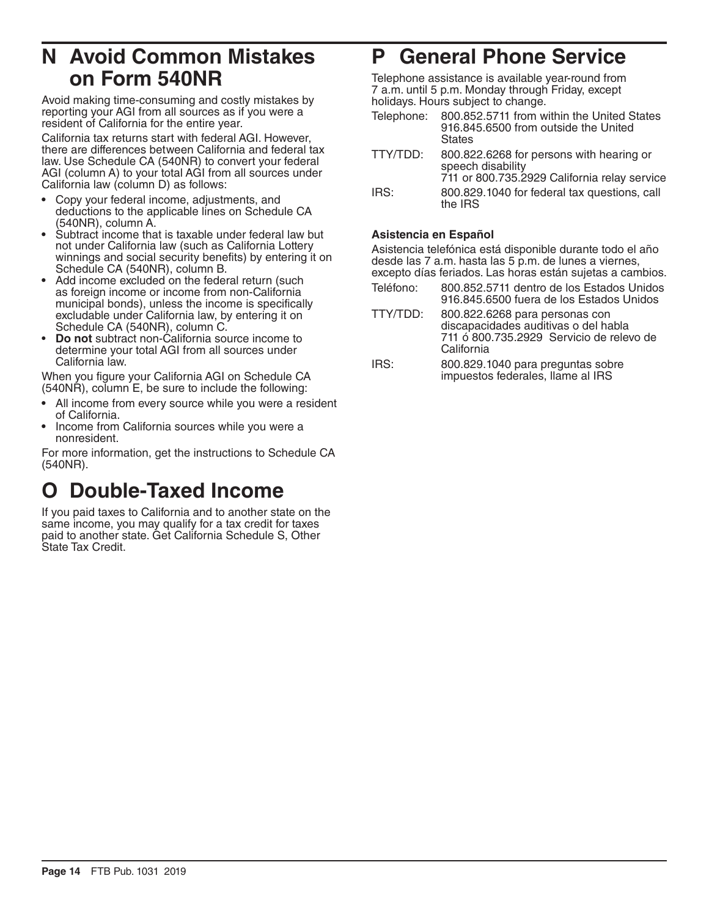## N Avoid Common Mistakes on Form 540NR

Avoid making time-consuming and costly mistakes by reporting your AGI from all sources as if you were a resident of California for the entire year.

California tax returns start with federal AGI. However, there are differences between California and federal tax law. Use Schedule CA (540NR) to convert your federal AGI (column A) to your total AGI from all sources under California law (column D) as follows:

- Copy your federal income, adjustments, and deductions to the applicable lines on Schedule CA (540NR), column A.
- Subtract income that is taxable under federal law but not under California law (such as California Lottery winnings and social security benefits) by entering it on Schedule CA (540NR), column B.
- Add income excluded on the federal return (such as foreign income or income from non-California municipal bonds), unless the income is specifically excludable under California law, by entering it on Schedule CA (540NR), column C.
- **Do not** subtract non-California source income to determine your total AGI from all sources under California law.

When you figure your California AGI on Schedule CA (540NR), column E, be sure to include the following:

- All income from every source while you were a resident of California.
- Income from California sources while you were a nonresident.

For more information, get the instructions to Schedule CA (540NR).

## O Double-Taxed Income

If you paid taxes to California and to another state on the same income, you may qualify for a tax credit for taxes paid to another state. Get California Schedule S, Other State Tax Credit.

## P General Phone Service

Telephone assistance is available year-round from 7 a.m. until 5 p.m. Monday through Friday, except holidays. Hours subject to change.

| | |
|---|---|
| Telephone: | 800.852.5711 from within the United States<br>916.845.6500 from outside the United States |
| TTY/TDD: | 800.822.6268 for persons with hearing or speech disability<br>711 or 800.735.2929 California relay service |
| IRS: | 800.829.1040 for federal tax questions, call the IRS |

**Asistencia en Español**

Asistencia telefónica está disponible durante todo el año desde las 7 a.m. hasta las 5 p.m. de lunes a viernes, excepto días feriados. Las horas están sujetas a cambios.

| | |
|---|---|
| Teléfono: | 800.852.5711 dentro de los Estados Unidos<br>916.845.6500 fuera de los Estados Unidos |
| TTY/TDD: | 800.822.6268 para personas con discapacidades auditivas o del habla<br>711 ó 800.735.2929 Servicio de relevo de California |
| IRS: | 800.829.1040 para preguntas sobre impuestos federales, llame al IRS |